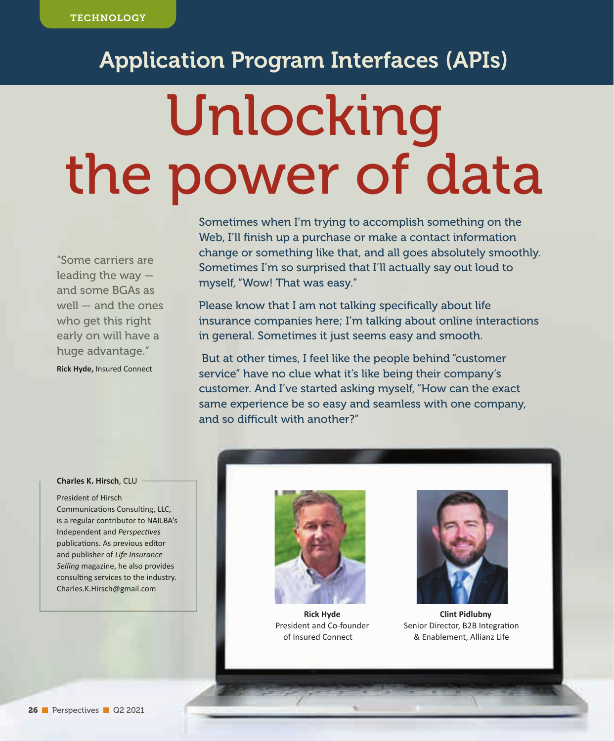TECHNOLOGY

## Application Program Interfaces (APIs)

# Unlocking the power of data

Sometimes when I'm trying to accomplish something on the Web, I'll finish up a purchase or make a contact information change or something like that, and all goes absolutely smoothly. Sometimes I'm so surprised that I'll actually say out loud to myself, "Wow! That was easy."

Please know that I am not talking specifically about life insurance companies here; I'm talking about online interactions in general. Sometimes it just seems easy and smooth.

But at other times, I feel like the people behind "customer service" have no clue what it's like being their company's customer. And I've started asking myself, "How can the exact same experience be so easy and seamless with one company, and so difficult with another?"

> "Some carriers are leading the way — and some BGAs as well — and the ones who get this right early on will have a huge advantage."
>
> **Rick Hyde,** Insured Connect

**Charles K. Hirsch**, CLU

President of Hirsch Communications Consulting, LLC, is a regular contributor to NAILBA's Independent and *Perspectives* publications. As previous editor and publisher of *Life Insurance Selling* magazine, he also provides consulting services to the industry. Charles.K.Hirsch@gmail.com

**Rick Hyde**
President and Co-founder of Insured Connect

**Clint Pidlubny**
Senior Director, B2B Integration & Enablement, Allianz Life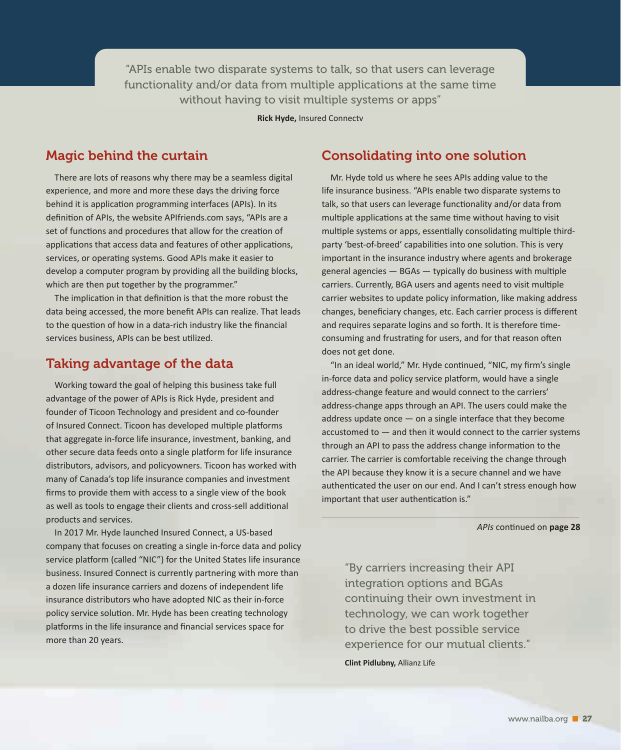> "APIs enable two disparate systems to talk, so that users can leverage functionality and/or data from multiple applications at the same time without having to visit multiple systems or apps"
>
> **Rick Hyde,** Insured Connectv

## Magic behind the curtain

There are lots of reasons why there may be a seamless digital experience, and more and more these days the driving force behind it is application programming interfaces (APIs). In its definition of APIs, the website APIfriends.com says, "APIs are a set of functions and procedures that allow for the creation of applications that access data and features of other applications, services, or operating systems. Good APIs make it easier to develop a computer program by providing all the building blocks, which are then put together by the programmer."

The implication in that definition is that the more robust the data being accessed, the more benefit APIs can realize. That leads to the question of how in a data-rich industry like the financial services business, APIs can be best utilized.

## Taking advantage of the data

Working toward the goal of helping this business take full advantage of the power of APIs is Rick Hyde, president and founder of Ticoon Technology and president and co-founder of Insured Connect. Ticoon has developed multiple platforms that aggregate in-force life insurance, investment, banking, and other secure data feeds onto a single platform for life insurance distributors, advisors, and policyowners. Ticoon has worked with many of Canada's top life insurance companies and investment firms to provide them with access to a single view of the book as well as tools to engage their clients and cross-sell additional products and services.

In 2017 Mr. Hyde launched Insured Connect, a US-based company that focuses on creating a single in-force data and policy service platform (called "NIC") for the United States life insurance business. Insured Connect is currently partnering with more than a dozen life insurance carriers and dozens of independent life insurance distributors who have adopted NIC as their in-force policy service solution. Mr. Hyde has been creating technology platforms in the life insurance and financial services space for more than 20 years.

## Consolidating into one solution

Mr. Hyde told us where he sees APIs adding value to the life insurance business. "APIs enable two disparate systems to talk, so that users can leverage functionality and/or data from multiple applications at the same time without having to visit multiple systems or apps, essentially consolidating multiple third-party 'best-of-breed' capabilities into one solution. This is very important in the insurance industry where agents and brokerage general agencies — BGAs — typically do business with multiple carriers. Currently, BGA users and agents need to visit multiple carrier websites to update policy information, like making address changes, beneficiary changes, etc. Each carrier process is different and requires separate logins and so forth. It is therefore time-consuming and frustrating for users, and for that reason often does not get done.

"In an ideal world," Mr. Hyde continued, "NIC, my firm's single in-force data and policy service platform, would have a single address-change feature and would connect to the carriers' address-change apps through an API. The users could make the address update once — on a single interface that they become accustomed to — and then it would connect to the carrier systems through an API to pass the address change information to the carrier. The carrier is comfortable receiving the change through the API because they know it is a secure channel and we have authenticated the user on our end. And I can't stress enough how important that user authentication is."

*APIs* continued on **page 28**

> "By carriers increasing their API integration options and BGAs continuing their own investment in technology, we can work together to drive the best possible service experience for our mutual clients."
>
> **Clint Pidlubny,** Allianz Life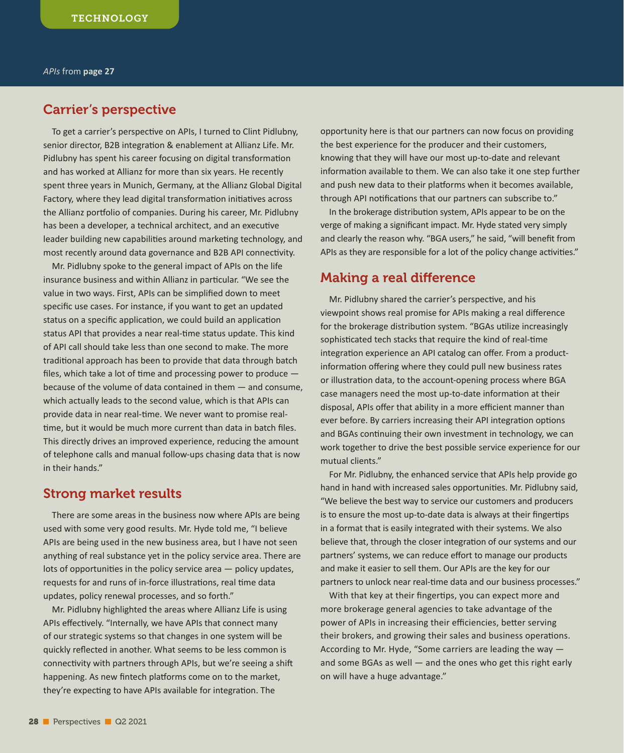*APIs* from **page 27**

## Carrier's perspective

To get a carrier's perspective on APIs, I turned to Clint Pidlubny, senior director, B2B integration & enablement at Allianz Life. Mr. Pidlubny has spent his career focusing on digital transformation and has worked at Allianz for more than six years. He recently spent three years in Munich, Germany, at the Allianz Global Digital Factory, where they lead digital transformation initiatives across the Allianz portfolio of companies. During his career, Mr. Pidlubny has been a developer, a technical architect, and an executive leader building new capabilities around marketing technology, and most recently around data governance and B2B API connectivity.

Mr. Pidlubny spoke to the general impact of APIs on the life insurance business and within Allianz in particular. "We see the value in two ways. First, APIs can be simplified down to meet specific use cases. For instance, if you want to get an updated status on a specific application, we could build an application status API that provides a near real-time status update. This kind of API call should take less than one second to make. The more traditional approach has been to provide that data through batch files, which take a lot of time and processing power to produce — because of the volume of data contained in them — and consume, which actually leads to the second value, which is that APIs can provide data in near real-time. We never want to promise real-time, but it would be much more current than data in batch files. This directly drives an improved experience, reducing the amount of telephone calls and manual follow-ups chasing data that is now in their hands."

## Strong market results

There are some areas in the business now where APIs are being used with some very good results. Mr. Hyde told me, "I believe APIs are being used in the new business area, but I have not seen anything of real substance yet in the policy service area. There are lots of opportunities in the policy service area — policy updates, requests for and runs of in-force illustrations, real time data updates, policy renewal processes, and so forth."

Mr. Pidlubny highlighted the areas where Allianz Life is using APIs effectively. "Internally, we have APIs that connect many of our strategic systems so that changes in one system will be quickly reflected in another. What seems to be less common is connectivity with partners through APIs, but we're seeing a shift happening. As new fintech platforms come on to the market, they're expecting to have APIs available for integration. The opportunity here is that our partners can now focus on providing the best experience for the producer and their customers, knowing that they will have our most up-to-date and relevant information available to them. We can also take it one step further and push new data to their platforms when it becomes available, through API notifications that our partners can subscribe to."

In the brokerage distribution system, APIs appear to be on the verge of making a significant impact. Mr. Hyde stated very simply and clearly the reason why. "BGA users," he said, "will benefit from APIs as they are responsible for a lot of the policy change activities."

## Making a real difference

Mr. Pidlubny shared the carrier's perspective, and his viewpoint shows real promise for APIs making a real difference for the brokerage distribution system. "BGAs utilize increasingly sophisticated tech stacks that require the kind of real-time integration experience an API catalog can offer. From a product-information offering where they could pull new business rates or illustration data, to the account-opening process where BGA case managers need the most up-to-date information at their disposal, APIs offer that ability in a more efficient manner than ever before. By carriers increasing their API integration options and BGAs continuing their own investment in technology, we can work together to drive the best possible service experience for our mutual clients."

For Mr. Pidlubny, the enhanced service that APIs help provide go hand in hand with increased sales opportunities. Mr. Pidlubny said, "We believe the best way to service our customers and producers is to ensure the most up-to-date data is always at their fingertips in a format that is easily integrated with their systems. We also believe that, through the closer integration of our systems and our partners' systems, we can reduce effort to manage our products and make it easier to sell them. Our APIs are the key for our partners to unlock near real-time data and our business processes."

With that key at their fingertips, you can expect more and more brokerage general agencies to take advantage of the power of APIs in increasing their efficiencies, better serving their brokers, and growing their sales and business operations. According to Mr. Hyde, "Some carriers are leading the way — and some BGAs as well — and the ones who get this right early on will have a huge advantage."